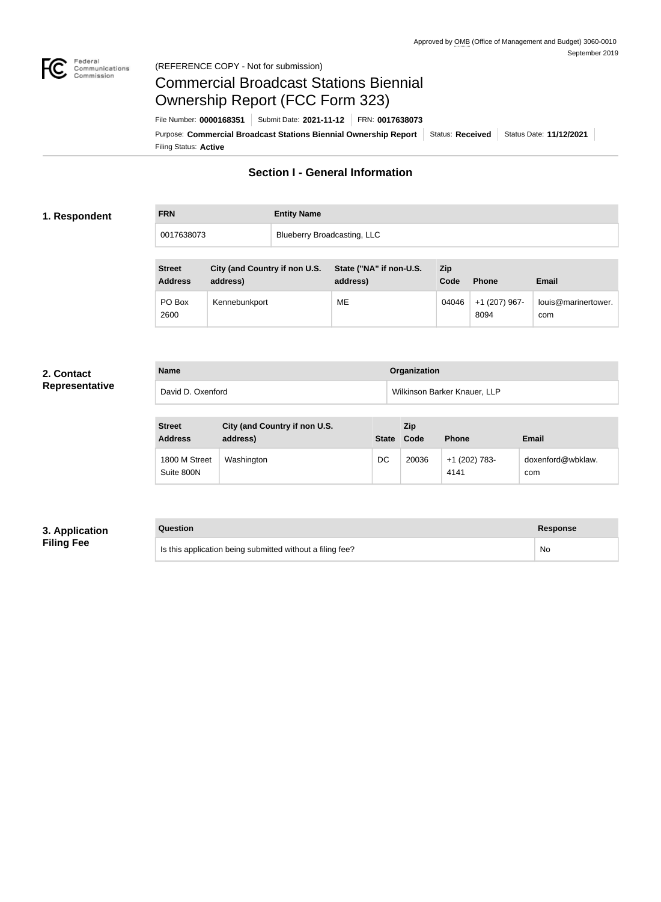Approved by OMB (Office of Management and Budget) 3060-0010
September 2019

(REFERENCE COPY - Not for submission)

# Commercial Broadcast Stations Biennial Ownership Report (FCC Form 323)

File Number: **0000168351** | Submit Date: **2021-11-12** | FRN: **0017638073**

Purpose: **Commercial Broadcast Stations Biennial Ownership Report** | Status: **Received** | Status Date: **11/12/2021**

Filing Status: **Active**

## Section I - General Information

### 1. Respondent

| FRN | Entity Name |
| --- | --- |
| 0017638073 | Blueberry Broadcasting, LLC |

| Street Address | City (and Country if non U.S. address) | State ("NA" if non-U.S. address) | Zip Code | Phone | Email |
| --- | --- | --- | --- | --- | --- |
| PO Box 2600 | Kennebunkport | ME | 04046 | +1 (207) 967-8094 | louis@marinertower.com |

### 2. Contact Representative

| Name | Organization |
| --- | --- |
| David D. Oxenford | Wilkinson Barker Knauer, LLP |

| Street Address | City (and Country if non U.S. address) | State | Zip Code | Phone | Email |
| --- | --- | --- | --- | --- | --- |
| 1800 M Street Suite 800N | Washington | DC | 20036 | +1 (202) 783-4141 | doxenford@wbklaw.com |

### 3. Application Filing Fee

| Question | Response |
| --- | --- |
| Is this application being submitted without a filing fee? | No |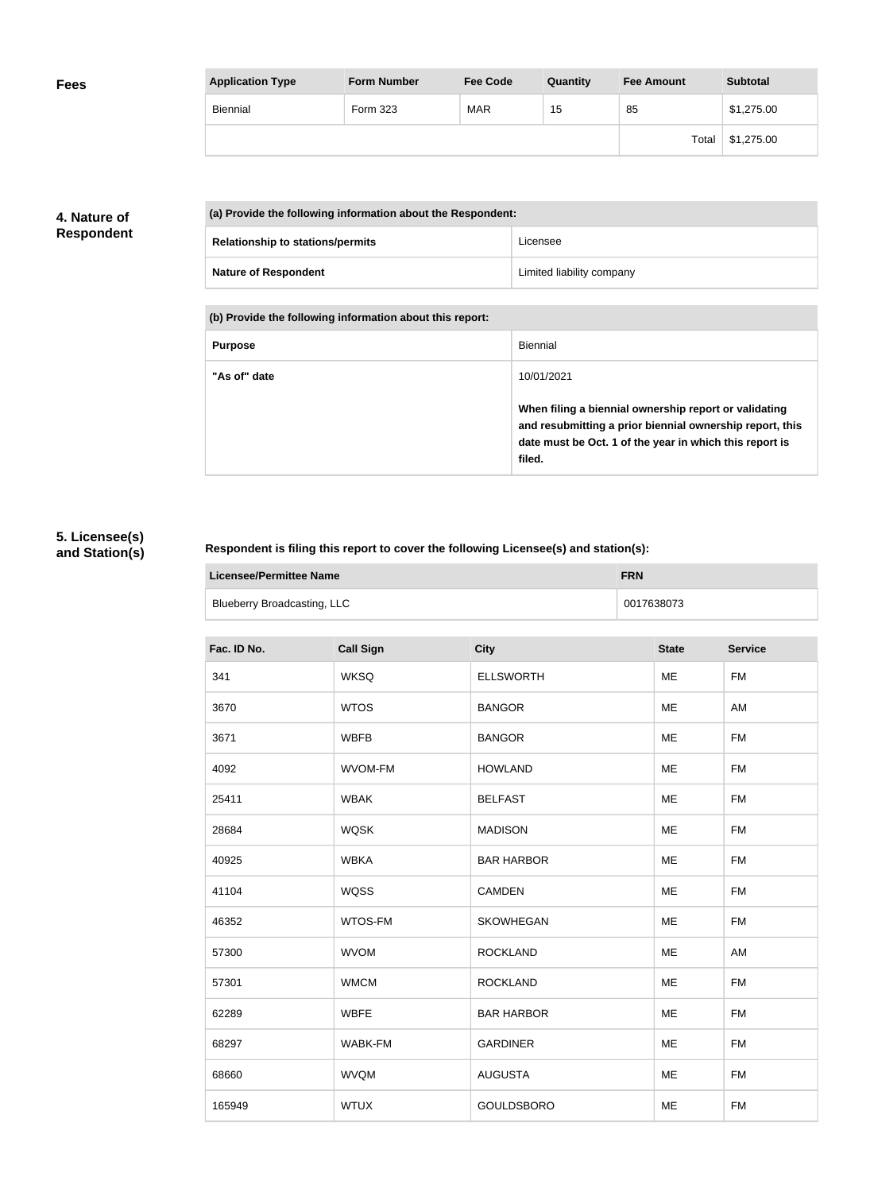## Fees

| Application Type | Form Number | Fee Code | Quantity | Fee Amount | Subtotal |
| --- | --- | --- | --- | --- | --- |
| Biennial | Form 323 | MAR | 15 | 85 | $1,275.00 |
| | | | | Total | $1,275.00 |

## 4. Nature of Respondent

| (a) Provide the following information about the Respondent: | |
| --- | --- |
| **Relationship to stations/permits** | Licensee |
| **Nature of Respondent** | Limited liability company |

| (b) Provide the following information about this report: | |
| --- | --- |
| **Purpose** | Biennial |
| **"As of" date** | 10/01/2021<br><br>**When filing a biennial ownership report or validating and resubmitting a prior biennial ownership report, this date must be Oct. 1 of the year in which this report is filed.** |

## 5. Licensee(s) and Station(s)

**Respondent is filing this report to cover the following Licensee(s) and station(s):**

| Licensee/Permittee Name | FRN |
| --- | --- |
| Blueberry Broadcasting, LLC | 0017638073 |

| Fac. ID No. | Call Sign | City | State | Service |
| --- | --- | --- | --- | --- |
| 341 | WKSQ | ELLSWORTH | ME | FM |
| 3670 | WTOS | BANGOR | ME | AM |
| 3671 | WBFB | BANGOR | ME | FM |
| 4092 | WVOM-FM | HOWLAND | ME | FM |
| 25411 | WBAK | BELFAST | ME | FM |
| 28684 | WQSK | MADISON | ME | FM |
| 40925 | WBKA | BAR HARBOR | ME | FM |
| 41104 | WQSS | CAMDEN | ME | FM |
| 46352 | WTOS-FM | SKOWHEGAN | ME | FM |
| 57300 | WVOM | ROCKLAND | ME | AM |
| 57301 | WMCM | ROCKLAND | ME | FM |
| 62289 | WBFE | BAR HARBOR | ME | FM |
| 68297 | WABK-FM | GARDINER | ME | FM |
| 68660 | WVQM | AUGUSTA | ME | FM |
| 165949 | WTUX | GOULDSBORO | ME | FM |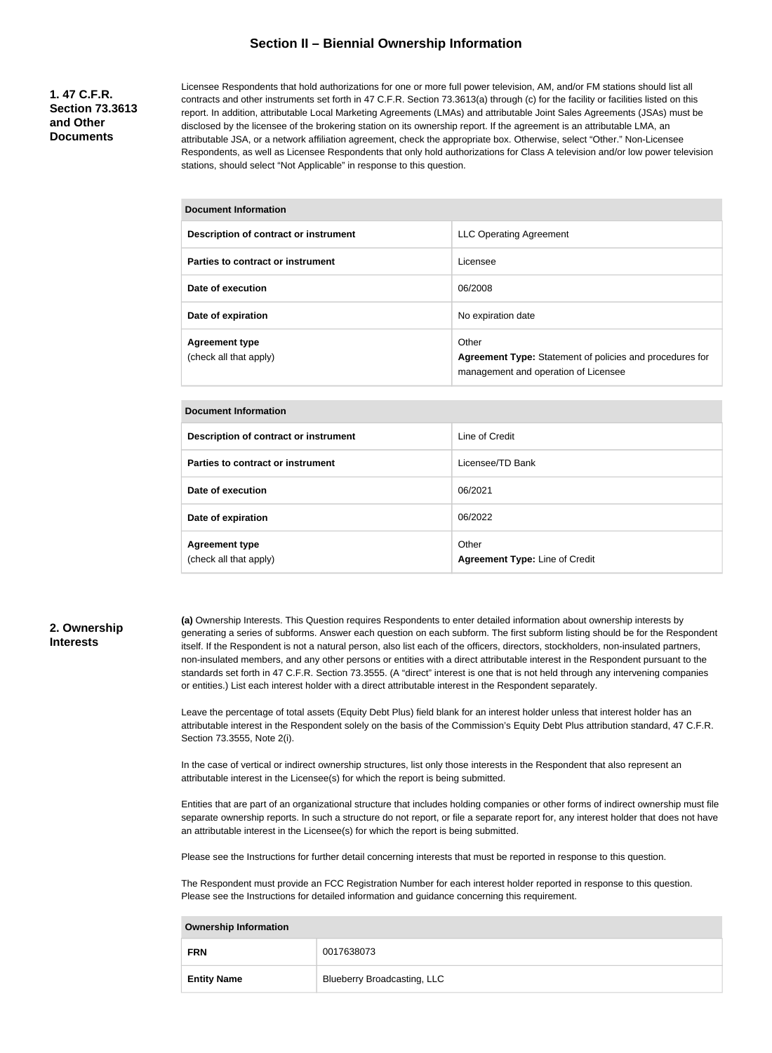# Section II – Biennial Ownership Information

**1. 47 C.F.R. Section 73.3613 and Other Documents**

Licensee Respondents that hold authorizations for one or more full power television, AM, and/or FM stations should list all contracts and other instruments set forth in 47 C.F.R. Section 73.3613(a) through (c) for the facility or facilities listed on this report. In addition, attributable Local Marketing Agreements (LMAs) and attributable Joint Sales Agreements (JSAs) must be disclosed by the licensee of the brokering station on its ownership report. If the agreement is an attributable LMA, an attributable JSA, or a network affiliation agreement, check the appropriate box. Otherwise, select "Other." Non-Licensee Respondents, as well as Licensee Respondents that only hold authorizations for Class A television and/or low power television stations, should select "Not Applicable" in response to this question.

| Document Information | |
|---|---|
| Description of contract or instrument | LLC Operating Agreement |
| Parties to contract or instrument | Licensee |
| Date of execution | 06/2008 |
| Date of expiration | No expiration date |
| Agreement type (check all that apply) | Other **Agreement Type:** Statement of policies and procedures for management and operation of Licensee |

| Document Information | |
|---|---|
| Description of contract or instrument | Line of Credit |
| Parties to contract or instrument | Licensee/TD Bank |
| Date of execution | 06/2021 |
| Date of expiration | 06/2022 |
| Agreement type (check all that apply) | Other **Agreement Type:** Line of Credit |

**2. Ownership Interests**

**(a)** Ownership Interests. This Question requires Respondents to enter detailed information about ownership interests by generating a series of subforms. Answer each question on each subform. The first subform listing should be for the Respondent itself. If the Respondent is not a natural person, also list each of the officers, directors, stockholders, non-insulated partners, non-insulated members, and any other persons or entities with a direct attributable interest in the Respondent pursuant to the standards set forth in 47 C.F.R. Section 73.3555. (A "direct" interest is one that is not held through any intervening companies or entities.) List each interest holder with a direct attributable interest in the Respondent separately.

Leave the percentage of total assets (Equity Debt Plus) field blank for an interest holder unless that interest holder has an attributable interest in the Respondent solely on the basis of the Commission's Equity Debt Plus attribution standard, 47 C.F.R. Section 73.3555, Note 2(i).

In the case of vertical or indirect ownership structures, list only those interests in the Respondent that also represent an attributable interest in the Licensee(s) for which the report is being submitted.

Entities that are part of an organizational structure that includes holding companies or other forms of indirect ownership must file separate ownership reports. In such a structure do not report, or file a separate report for, any interest holder that does not have an attributable interest in the Licensee(s) for which the report is being submitted.

Please see the Instructions for further detail concerning interests that must be reported in response to this question.

The Respondent must provide an FCC Registration Number for each interest holder reported in response to this question. Please see the Instructions for detailed information and guidance concerning this requirement.

| Ownership Information | |
|---|---|
| FRN | 0017638073 |
| Entity Name | Blueberry Broadcasting, LLC |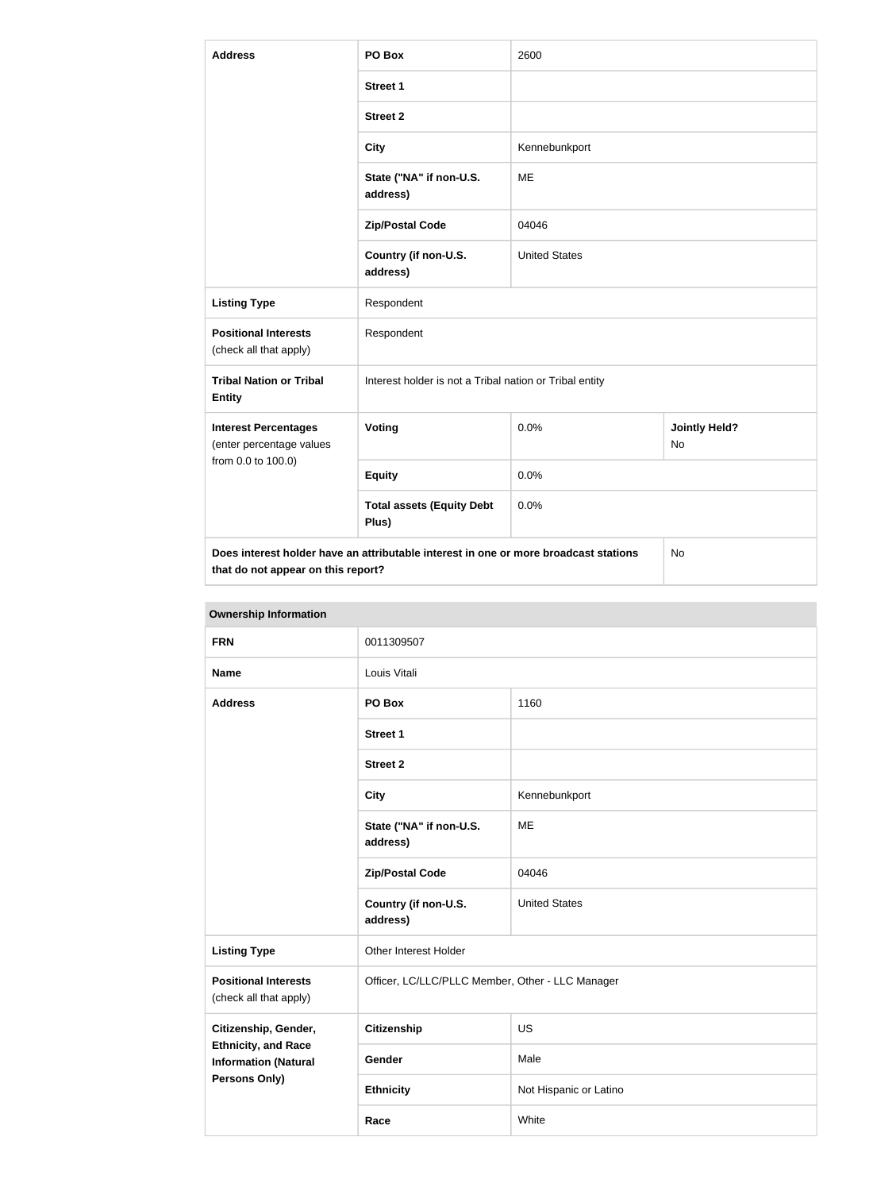| Address | PO Box | 2600 | |
|---|---|---|---|
| | Street 1 | | |
| | Street 2 | | |
| | City | Kennebunkport | |
| | State ("NA" if non-U.S. address) | ME | |
| | Zip/Postal Code | 04046 | |
| | Country (if non-U.S. address) | United States | |
| **Listing Type** | Respondent | | |
| **Positional Interests** (check all that apply) | Respondent | | |
| **Tribal Nation or Tribal Entity** | Interest holder is not a Tribal nation or Tribal entity | | |
| **Interest Percentages** (enter percentage values from 0.0 to 100.0) | Voting | 0.0% | Jointly Held? No |
| | Equity | 0.0% | |
| | Total assets (Equity Debt Plus) | 0.0% | |
| **Does interest holder have an attributable interest in one or more broadcast stations that do not appear on this report?** | | | No |

**Ownership Information**

| FRN | 0011309507 | |
|---|---|---|
| **Name** | Louis Vitali | |
| **Address** | PO Box | 1160 |
| | Street 1 | |
| | Street 2 | |
| | City | Kennebunkport |
| | State ("NA" if non-U.S. address) | ME |
| | Zip/Postal Code | 04046 |
| | Country (if non-U.S. address) | United States |
| **Listing Type** | Other Interest Holder | |
| **Positional Interests** (check all that apply) | Officer, LC/LLC/PLLC Member, Other - LLC Manager | |
| **Citizenship, Gender, Ethnicity, and Race Information (Natural Persons Only)** | Citizenship | US |
| | Gender | Male |
| | Ethnicity | Not Hispanic or Latino |
| | Race | White |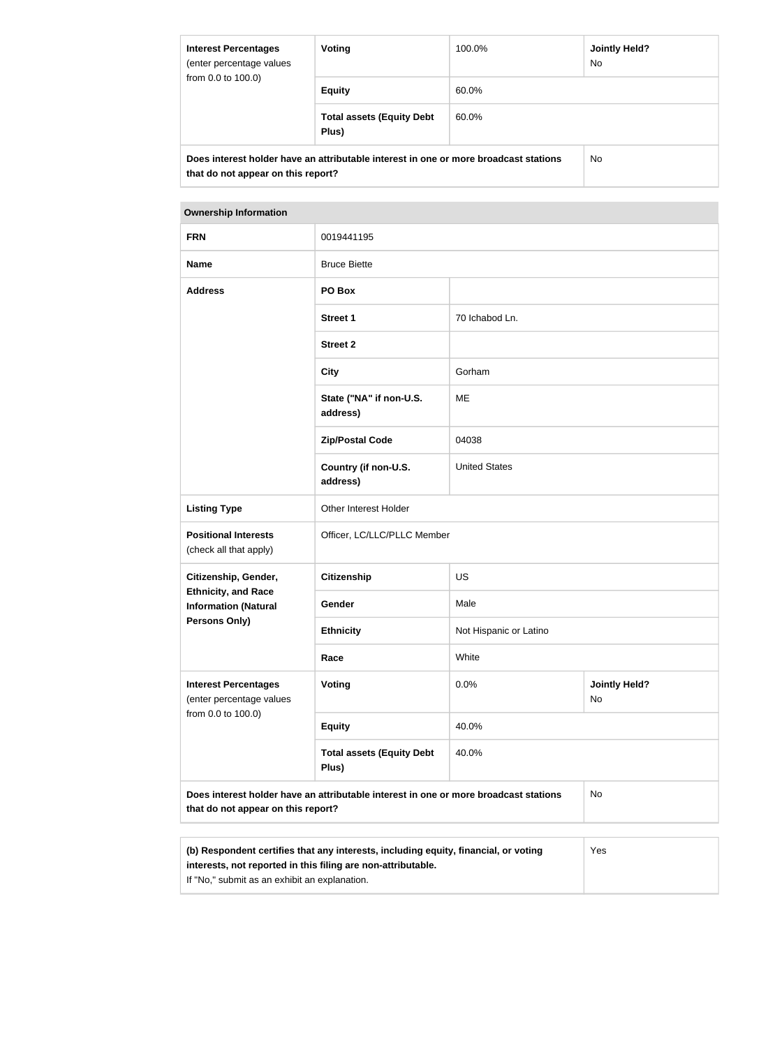| **Interest Percentages** (enter percentage values from 0.0 to 100.0) | **Voting** | 100.0% | **Jointly Held?** No |
|---|---|---|---|
| | **Equity** | 60.0% | |
| | **Total assets (Equity Debt Plus)** | 60.0% | |
| **Does interest holder have an attributable interest in one or more broadcast stations that do not appear on this report?** | | | No |

| **Ownership Information** | | | |
|---|---|---|---|
| **FRN** | 0019441195 | | |
| **Name** | Bruce Biette | | |
| **Address** | **PO Box** | | |
| | **Street 1** | 70 Ichabod Ln. | |
| | **Street 2** | | |
| | **City** | Gorham | |
| | **State ("NA" if non-U.S. address)** | ME | |
| | **Zip/Postal Code** | 04038 | |
| | **Country (if non-U.S. address)** | United States | |
| **Listing Type** | Other Interest Holder | | |
| **Positional Interests** (check all that apply) | Officer, LC/LLC/PLLC Member | | |
| **Citizenship, Gender, Ethnicity, and Race Information (Natural Persons Only)** | **Citizenship** | US | |
| | **Gender** | Male | |
| | **Ethnicity** | Not Hispanic or Latino | |
| | **Race** | White | |
| **Interest Percentages** (enter percentage values from 0.0 to 100.0) | **Voting** | 0.0% | **Jointly Held?** No |
| | **Equity** | 40.0% | |
| | **Total assets (Equity Debt Plus)** | 40.0% | |
| **Does interest holder have an attributable interest in one or more broadcast stations that do not appear on this report?** | | | No |

| **(b) Respondent certifies that any interests, including equity, financial, or voting interests, not reported in this filing are non-attributable.** If "No," submit as an exhibit an explanation. | Yes |
|---|---|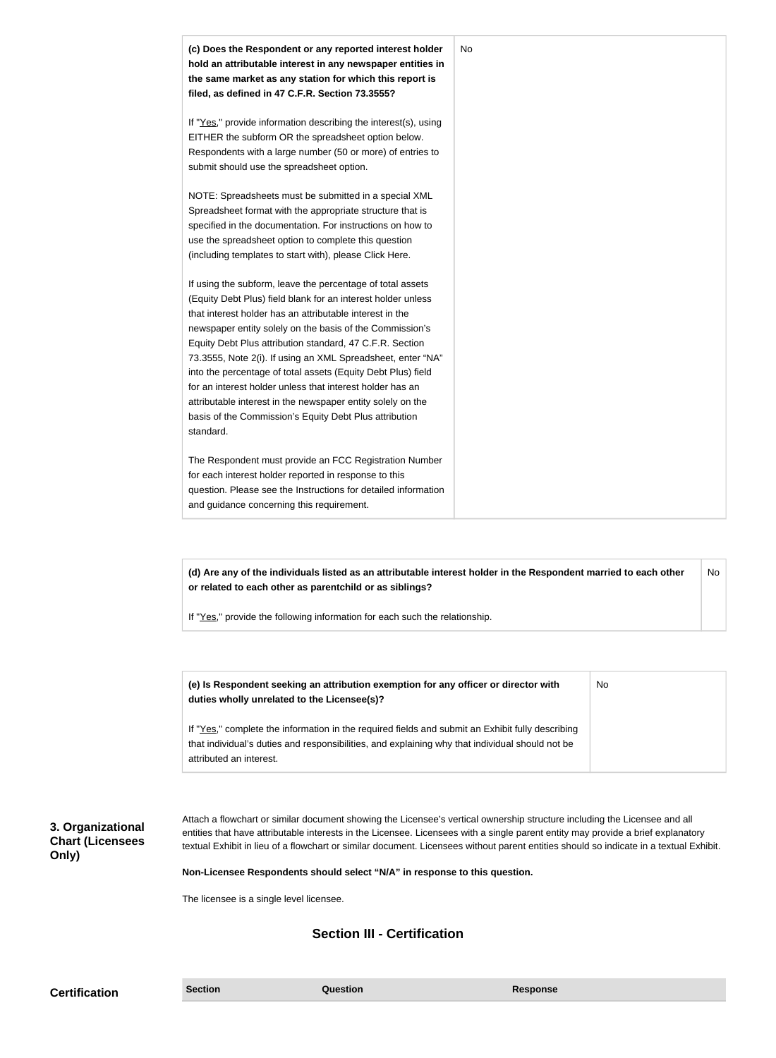| | |
|---|---|
| **(c) Does the Respondent or any reported interest holder hold an attributable interest in any newspaper entities in the same market as any station for which this report is filed, as defined in 47 C.F.R. Section 73.3555?**<br><br>If "Yes," provide information describing the interest(s), using EITHER the subform OR the spreadsheet option below. Respondents with a large number (50 or more) of entries to submit should use the spreadsheet option.<br><br>NOTE: Spreadsheets must be submitted in a special XML Spreadsheet format with the appropriate structure that is specified in the documentation. For instructions on how to use the spreadsheet option to complete this question (including templates to start with), please Click Here.<br><br>If using the subform, leave the percentage of total assets (Equity Debt Plus) field blank for an interest holder unless that interest holder has an attributable interest in the newspaper entity solely on the basis of the Commission's Equity Debt Plus attribution standard, 47 C.F.R. Section 73.3555, Note 2(i). If using an XML Spreadsheet, enter "NA" into the percentage of total assets (Equity Debt Plus) field for an interest holder unless that interest holder has an attributable interest in the newspaper entity solely on the basis of the Commission's Equity Debt Plus attribution standard.<br><br>The Respondent must provide an FCC Registration Number for each interest holder reported in response to this question. Please see the Instructions for detailed information and guidance concerning this requirement. | No |

| | |
|---|---|
| **(d) Are any of the individuals listed as an attributable interest holder in the Respondent married to each other or related to each other as parentchild or as siblings?**<br><br>If "Yes," provide the following information for each such the relationship. | No |

| | |
|---|---|
| **(e) Is Respondent seeking an attribution exemption for any officer or director with duties wholly unrelated to the Licensee(s)?**<br><br>If "Yes," complete the information in the required fields and submit an Exhibit fully describing that individual's duties and responsibilities, and explaining why that individual should not be attributed an interest. | No |

**3. Organizational Chart (Licensees Only)**

Attach a flowchart or similar document showing the Licensee's vertical ownership structure including the Licensee and all entities that have attributable interests in the Licensee. Licensees with a single parent entity may provide a brief explanatory textual Exhibit in lieu of a flowchart or similar document. Licensees without parent entities should so indicate in a textual Exhibit.

**Non-Licensee Respondents should select "N/A" in response to this question.**

The licensee is a single level licensee.

## Section III - Certification

**Certification**

| Section | Question | Response |
|---|---|---|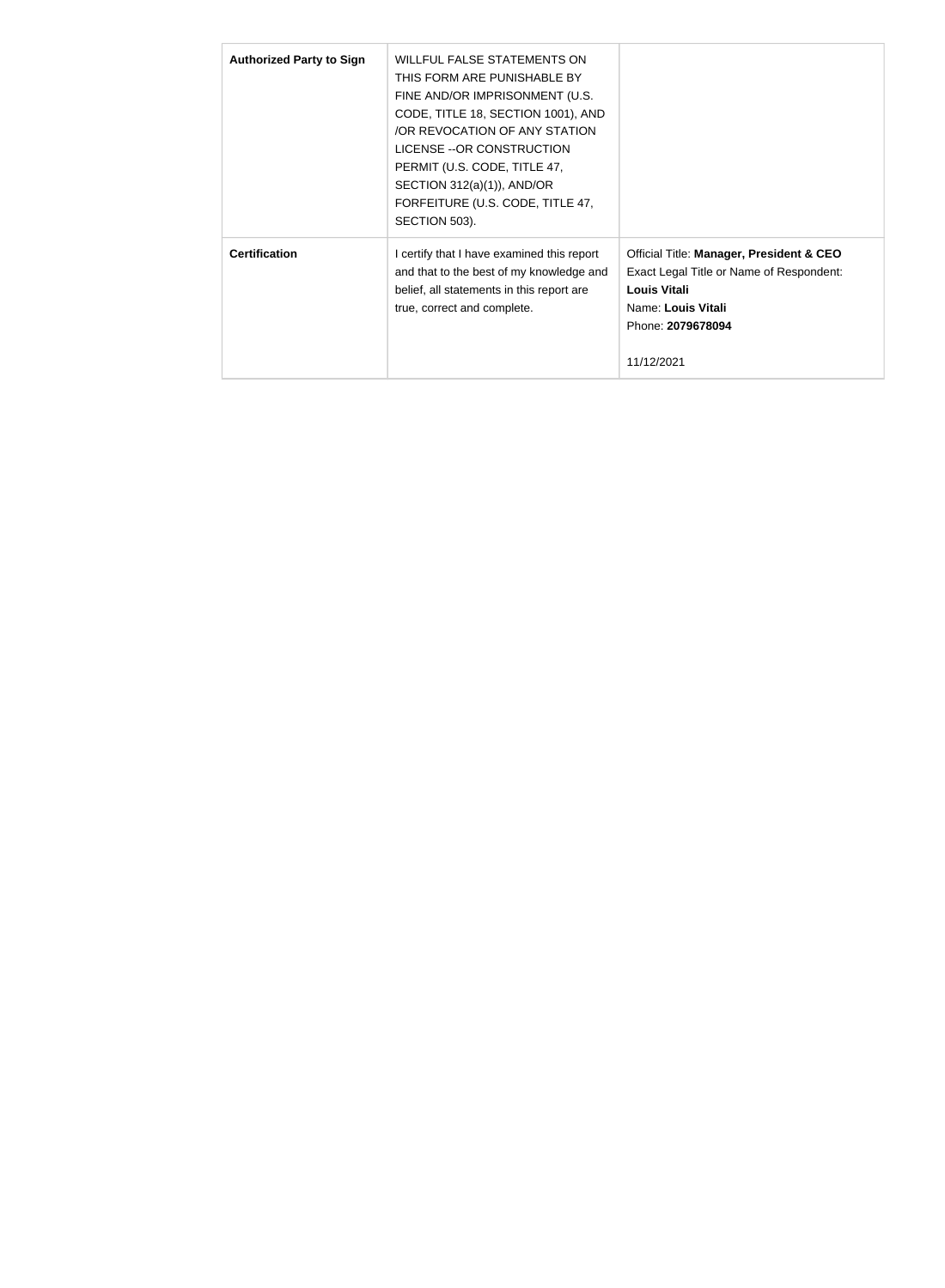| | | |
|---|---|---|
| **Authorized Party to Sign** | WILLFUL FALSE STATEMENTS ON THIS FORM ARE PUNISHABLE BY FINE AND/OR IMPRISONMENT (U.S. CODE, TITLE 18, SECTION 1001), AND /OR REVOCATION OF ANY STATION LICENSE --OR CONSTRUCTION PERMIT (U.S. CODE, TITLE 47, SECTION 312(a)(1)), AND/OR FORFEITURE (U.S. CODE, TITLE 47, SECTION 503). | |
| **Certification** | I certify that I have examined this report and that to the best of my knowledge and belief, all statements in this report are true, correct and complete. | Official Title: **Manager, President & CEO**<br>Exact Legal Title or Name of Respondent: **Louis Vitali**<br>Name: **Louis Vitali**<br>Phone: **2079678094**<br><br>11/12/2021 |